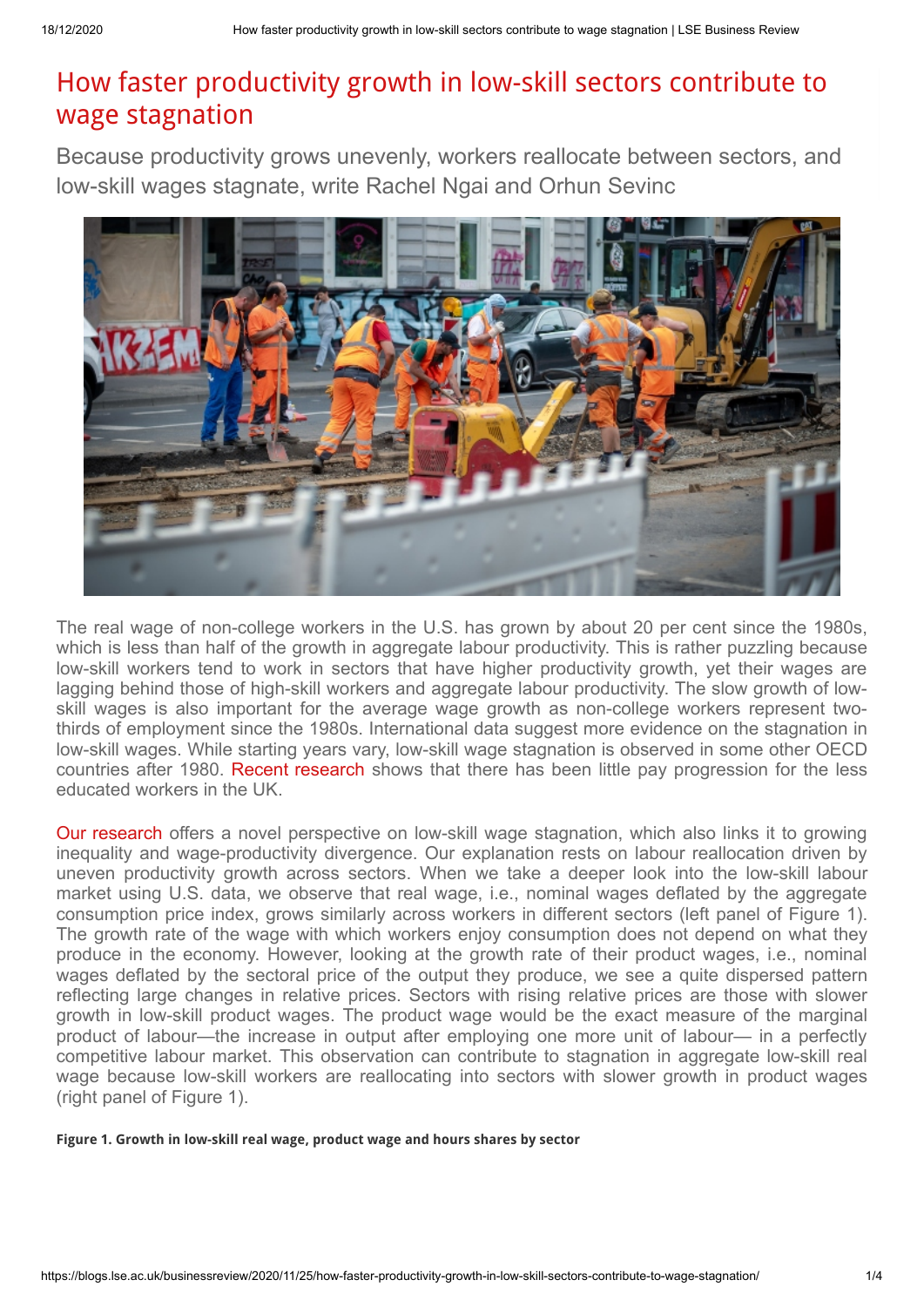# How faster productivity growth in low-skill sectors contribute to wage stagnation

Because productivity grows unevenly, workers reallocate between sectors, and low-skill wages stagnate, write Rachel Ngai and Orhun Sevinc

The real wage of non-college workers in the U.S. has grown by about 20 per cent since the 1980s, which is less than half of the growth in aggregate labour productivity. This is rather puzzling because low-skill workers tend to work in sectors that have higher productivity growth, yet their wages are lagging behind those of high-skill workers and aggregate labour productivity. The slow growth of low-skill wages is also important for the average wage growth as non-college workers represent two-thirds of employment since the 1980s. International data suggest more evidence on the stagnation in low-skill wages. While starting years vary, low-skill wage stagnation is observed in some other OECD countries after 1980. Recent research shows that there has been little pay progression for the less educated workers in the UK.

Our research offers a novel perspective on low-skill wage stagnation, which also links it to growing inequality and wage-productivity divergence. Our explanation rests on labour reallocation driven by uneven productivity growth across sectors. When we take a deeper look into the low-skill labour market using U.S. data, we observe that real wage, i.e., nominal wages deflated by the aggregate consumption price index, grows similarly across workers in different sectors (left panel of Figure 1). The growth rate of the wage with which workers enjoy consumption does not depend on what they produce in the economy. However, looking at the growth rate of their product wages, i.e., nominal wages deflated by the sectoral price of the output they produce, we see a quite dispersed pattern reflecting large changes in relative prices. Sectors with rising relative prices are those with slower growth in low-skill product wages. The product wage would be the exact measure of the marginal product of labour—the increase in output after employing one more unit of labour— in a perfectly competitive labour market. This observation can contribute to stagnation in aggregate low-skill real wage because low-skill workers are reallocating into sectors with slower growth in product wages (right panel of Figure 1).

**Figure 1. Growth in low-skill real wage, product wage and hours shares by sector**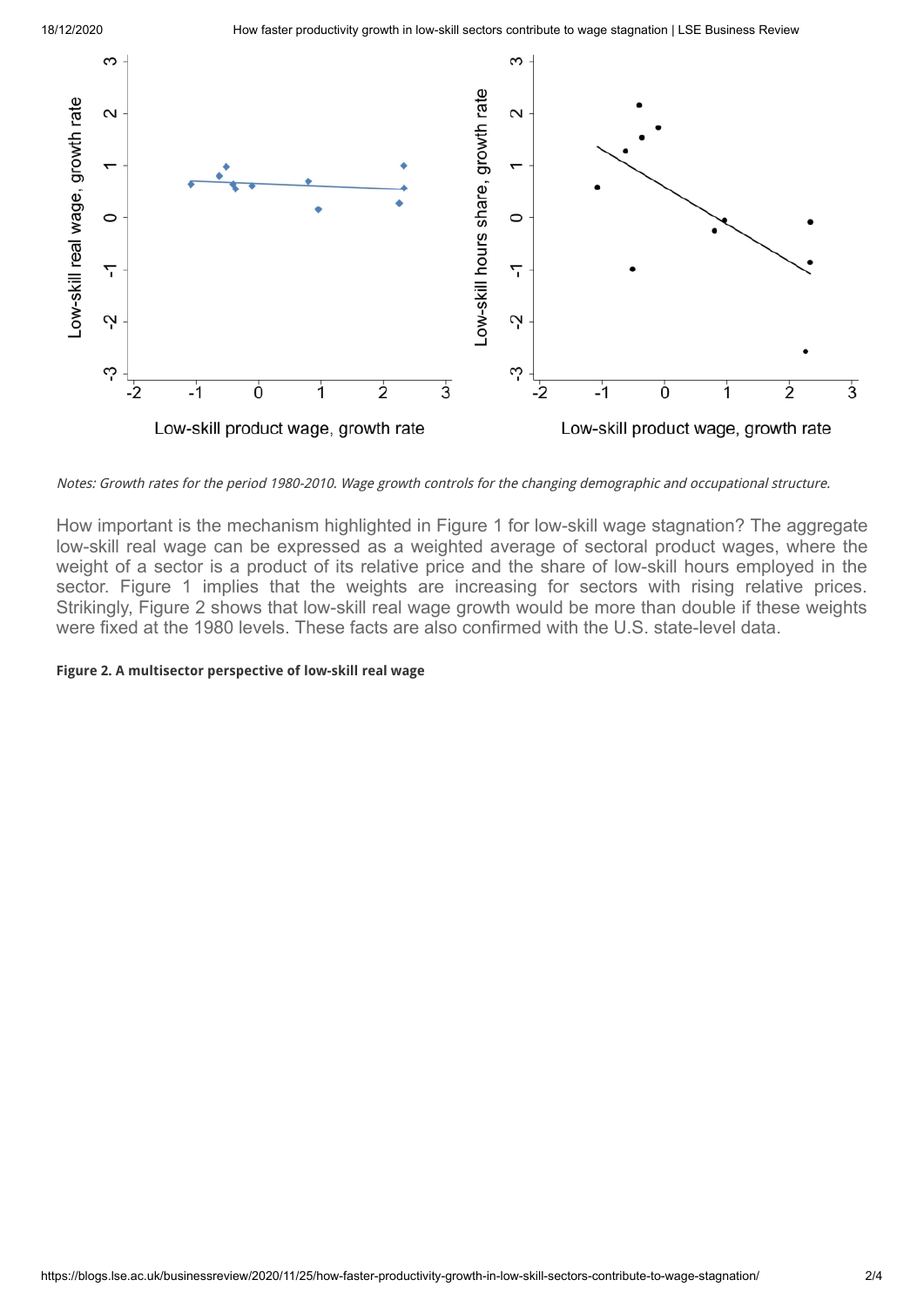*Notes: Growth rates for the period 1980-2010. Wage growth controls for the changing demographic and occupational structure.*

How important is the mechanism highlighted in Figure 1 for low-skill wage stagnation? The aggregate low-skill real wage can be expressed as a weighted average of sectoral product wages, where the weight of a sector is a product of its relative price and the share of low-skill hours employed in the sector. Figure 1 implies that the weights are increasing for sectors with rising relative prices. Strikingly, Figure 2 shows that low-skill real wage growth would be more than double if these weights were fixed at the 1980 levels. These facts are also confirmed with the U.S. state-level data.

**Figure 2. A multisector perspective of low-skill real wage**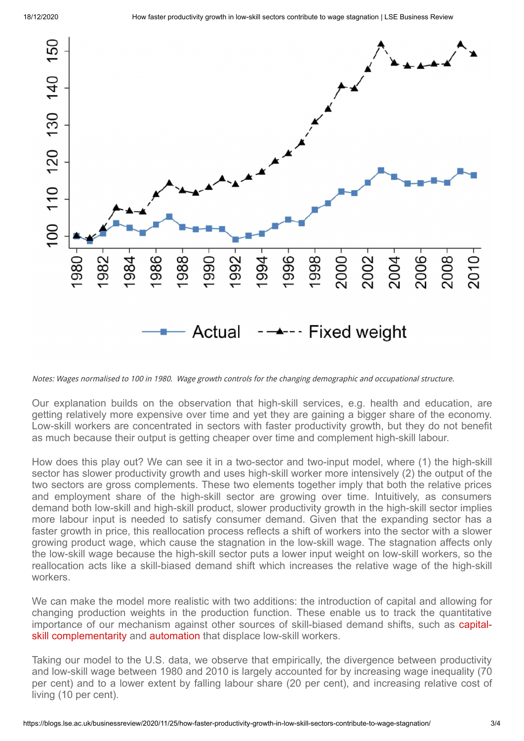*Notes: Wages normalised to 100 in 1980. Wage growth controls for the changing demographic and occupational structure.*

Our explanation builds on the observation that high-skill services, e.g. health and education, are getting relatively more expensive over time and yet they are gaining a bigger share of the economy. Low-skill workers are concentrated in sectors with faster productivity growth, but they do not benefit as much because their output is getting cheaper over time and complement high-skill labour.

How does this play out? We can see it in a two-sector and two-input model, where (1) the high-skill sector has slower productivity growth and uses high-skill worker more intensively (2) the output of the two sectors are gross complements. These two elements together imply that both the relative prices and employment share of the high-skill sector are growing over time. Intuitively, as consumers demand both low-skill and high-skill product, slower productivity growth in the high-skill sector implies more labour input is needed to satisfy consumer demand. Given that the expanding sector has a faster growth in price, this reallocation process reflects a shift of workers into the sector with a slower growing product wage, which cause the stagnation in the low-skill wage. The stagnation affects only the low-skill wage because the high-skill sector puts a lower input weight on low-skill workers, so the reallocation acts like a skill-biased demand shift which increases the relative wage of the high-skill workers.

We can make the model more realistic with two additions: the introduction of capital and allowing for changing production weights in the production function. These enable us to track the quantitative importance of our mechanism against other sources of skill-biased demand shifts, such as capital-skill complementarity and automation that displace low-skill workers.

Taking our model to the U.S. data, we observe that empirically, the divergence between productivity and low-skill wage between 1980 and 2010 is largely accounted for by increasing wage inequality (70 per cent) and to a lower extent by falling labour share (20 per cent), and increasing relative cost of living (10 per cent).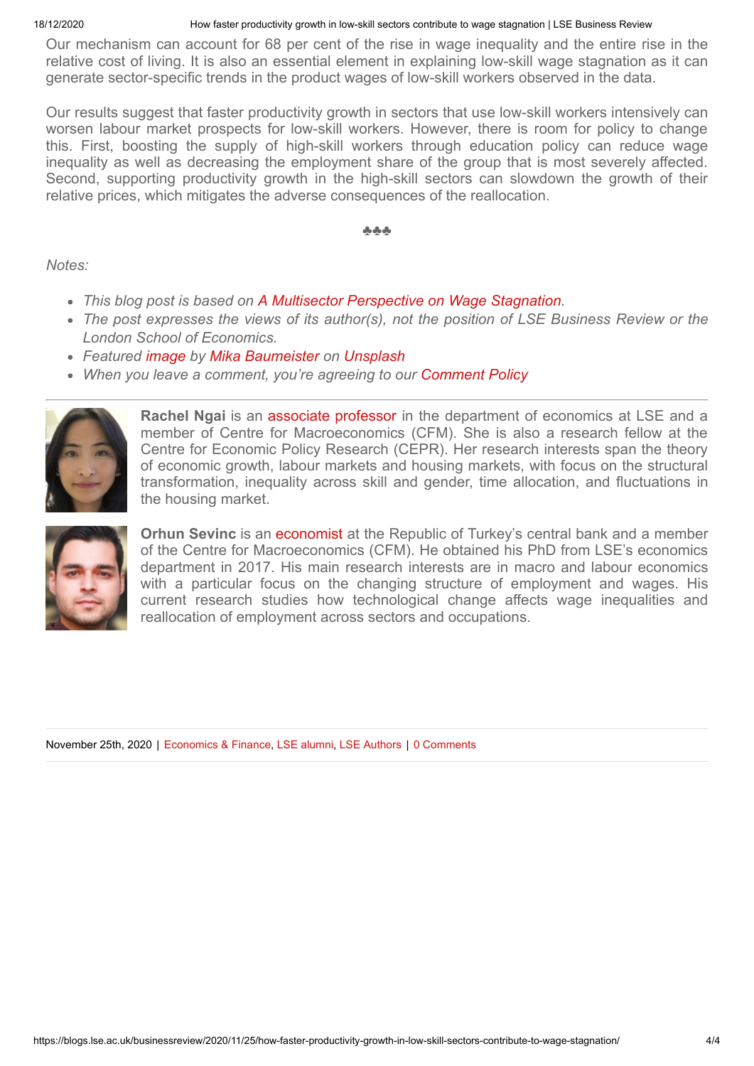Our mechanism can account for 68 per cent of the rise in wage inequality and the entire rise in the relative cost of living. It is also an essential element in explaining low-skill wage stagnation as it can generate sector-specific trends in the product wages of low-skill workers observed in the data.

Our results suggest that faster productivity growth in sectors that use low-skill workers intensively can worsen labour market prospects for low-skill workers. However, there is room for policy to change this. First, boosting the supply of high-skill workers through education policy can reduce wage inequality as well as decreasing the employment share of the group that is most severely affected. Second, supporting productivity growth in the high-skill sectors can slowdown the growth of their relative prices, which mitigates the adverse consequences of the reallocation.

♣♣♣

*Notes:*

- *This blog post is based on A Multisector Perspective on Wage Stagnation.*
- *The post expresses the views of its author(s), not the position of LSE Business Review or the London School of Economics.*
- *Featured image by Mika Baumeister on Unsplash*
- *When you leave a comment, you're agreeing to our Comment Policy*

---

**Rachel Ngai** is an associate professor in the department of economics at LSE and a member of Centre for Macroeconomics (CFM). She is also a research fellow at the Centre for Economic Policy Research (CEPR). Her research interests span the theory of economic growth, labour markets and housing markets, with focus on the structural transformation, inequality across skill and gender, time allocation, and fluctuations in the housing market.

**Orhun Sevinc** is an economist at the Republic of Turkey's central bank and a member of the Centre for Macroeconomics (CFM). He obtained his PhD from LSE's economics department in 2017. His main research interests are in macro and labour economics with a particular focus on the changing structure of employment and wages. His current research studies how technological change affects wage inequalities and reallocation of employment across sectors and occupations.

November 25th, 2020 | Economics & Finance, LSE alumni, LSE Authors | 0 Comments